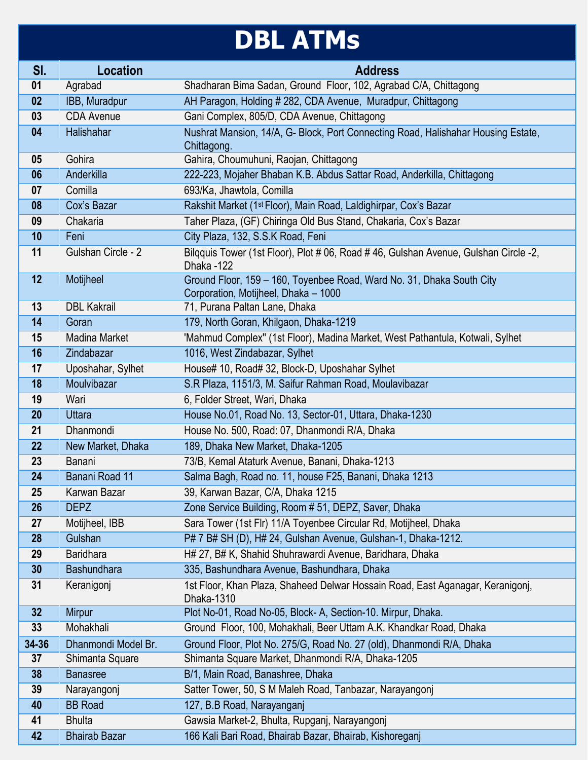# DBL ATMs

| Sl. | Location | Address |
|---|---|---|
| 01 | Agrabad | Shadharan Bima Sadan, Ground Floor, 102, Agrabad C/A, Chittagong |
| 02 | IBB, Muradpur | AH Paragon, Holding # 282, CDA Avenue, Muradpur, Chittagong |
| 03 | CDA Avenue | Gani Complex, 805/D, CDA Avenue, Chittagong |
| 04 | Halishahar | Nushrat Mansion, 14/A, G- Block, Port Connecting Road, Halishahar Housing Estate, Chittagong. |
| 05 | Gohira | Gahira, Choumuhuni, Raojan, Chittagong |
| 06 | Anderkilla | 222-223, Mojaher Bhaban K.B. Abdus Sattar Road, Anderkilla, Chittagong |
| 07 | Comilla | 693/Ka, Jhawtola, Comilla |
| 08 | Cox's Bazar | Rakshit Market (1st Floor), Main Road, Laldighirpar, Cox's Bazar |
| 09 | Chakaria | Taher Plaza, (GF) Chiringa Old Bus Stand, Chakaria, Cox's Bazar |
| 10 | Feni | City Plaza, 132, S.S.K Road, Feni |
| 11 | Gulshan Circle - 2 | Bilqquis Tower (1st Floor), Plot # 06, Road # 46, Gulshan Avenue, Gulshan Circle -2, Dhaka -122 |
| 12 | Motijheel | Ground Floor, 159 – 160, Toyenbee Road, Ward No. 31, Dhaka South City Corporation, Motijheel, Dhaka – 1000 |
| 13 | DBL Kakrail | 71, Purana Paltan Lane, Dhaka |
| 14 | Goran | 179, North Goran, Khilgaon, Dhaka-1219 |
| 15 | Madina Market | 'Mahmud Complex" (1st Floor), Madina Market, West Pathantula, Kotwali, Sylhet |
| 16 | Zindabazar | 1016, West Zindabazar, Sylhet |
| 17 | Uposhahar, Sylhet | House# 10, Road# 32, Block-D, Uposhahar Sylhet |
| 18 | Moulvibazar | S.R Plaza, 1151/3, M. Saifur Rahman Road, Moulavibazar |
| 19 | Wari | 6, Folder Street, Wari, Dhaka |
| 20 | Uttara | House No.01, Road No. 13, Sector-01, Uttara, Dhaka-1230 |
| 21 | Dhanmondi | House No. 500, Road: 07, Dhanmondi R/A, Dhaka |
| 22 | New Market, Dhaka | 189, Dhaka New Market, Dhaka-1205 |
| 23 | Banani | 73/B, Kemal Ataturk Avenue, Banani, Dhaka-1213 |
| 24 | Banani Road 11 | Salma Bagh, Road no. 11, house F25, Banani, Dhaka 1213 |
| 25 | Karwan Bazar | 39, Karwan Bazar, C/A, Dhaka 1215 |
| 26 | DEPZ | Zone Service Building, Room # 51, DEPZ, Saver, Dhaka |
| 27 | Motijheel, IBB | Sara Tower (1st Flr) 11/A Toyenbee Circular Rd, Motijheel, Dhaka |
| 28 | Gulshan | P# 7 B# SH (D), H# 24, Gulshan Avenue, Gulshan-1, Dhaka-1212. |
| 29 | Baridhara | H# 27, B# K, Shahid Shuhrawardi Avenue, Baridhara, Dhaka |
| 30 | Bashundhara | 335, Bashundhara Avenue, Bashundhara, Dhaka |
| 31 | Keranigonj | 1st Floor, Khan Plaza, Shaheed Delwar Hossain Road, East Aganagar, Keranigonj, Dhaka-1310 |
| 32 | Mirpur | Plot No-01, Road No-05, Block- A, Section-10. Mirpur, Dhaka. |
| 33 | Mohakhali | Ground Floor, 100, Mohakhali, Beer Uttam A.K. Khandkar Road, Dhaka |
| 34-36 | Dhanmondi Model Br. | Ground Floor, Plot No. 275/G, Road No. 27 (old), Dhanmondi R/A, Dhaka |
| 37 | Shimanta Square | Shimanta Square Market, Dhanmondi R/A, Dhaka-1205 |
| 38 | Banasree | B/1, Main Road, Banashree, Dhaka |
| 39 | Narayangonj | Satter Tower, 50, S M Maleh Road, Tanbazar, Narayangonj |
| 40 | BB Road | 127, B.B Road, Narayanganj |
| 41 | Bhulta | Gawsia Market-2, Bhulta, Rupganj, Narayangonj |
| 42 | Bhairab Bazar | 166 Kali Bari Road, Bhairab Bazar, Bhairab, Kishoreganj |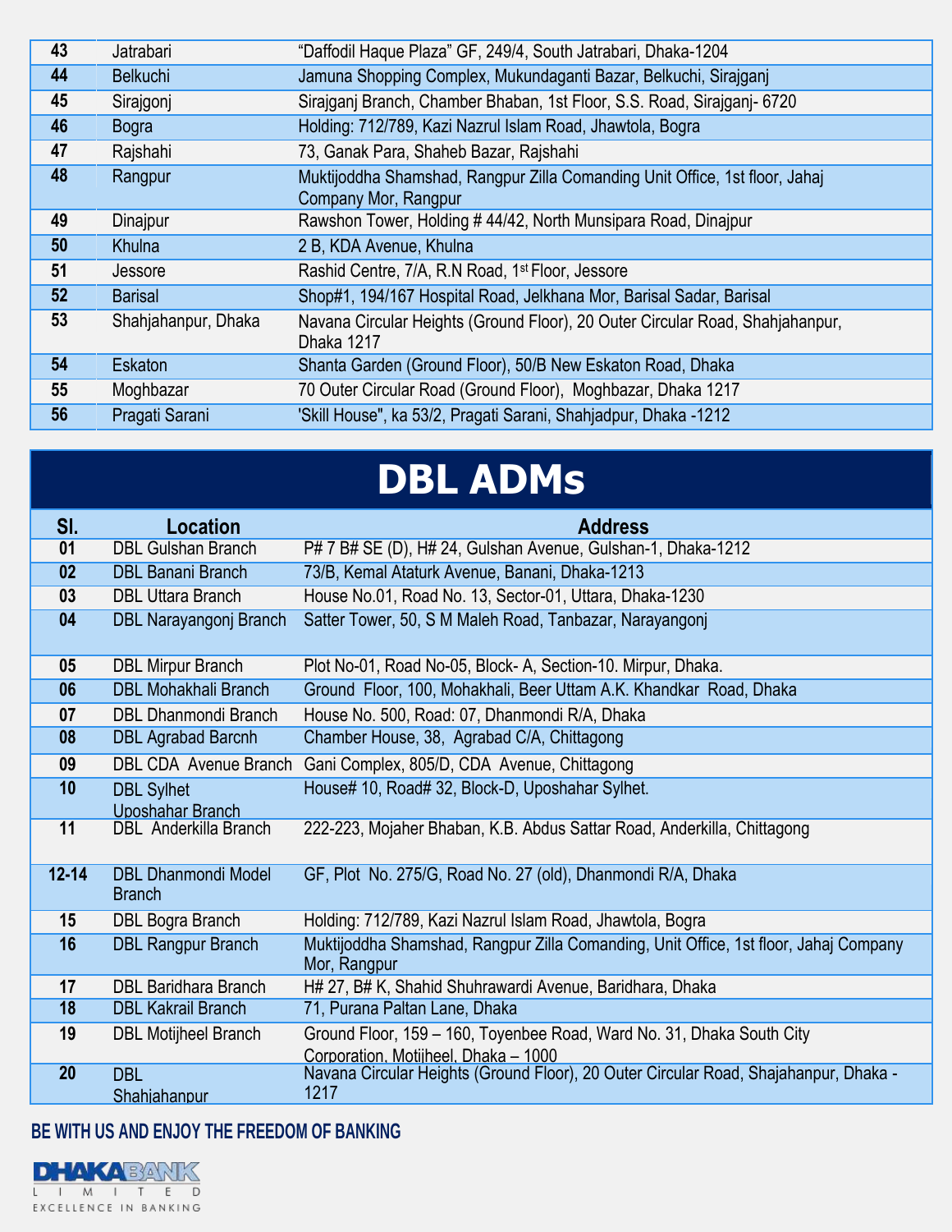| | | |
|---|---|---|
| 43 | Jatrabari | "Daffodil Haque Plaza" GF, 249/4, South Jatrabari, Dhaka-1204 |
| 44 | Belkuchi | Jamuna Shopping Complex, Mukundaganti Bazar, Belkuchi, Sirajganj |
| 45 | Sirajgonj | Sirajganj Branch, Chamber Bhaban, 1st Floor, S.S. Road, Sirajganj- 6720 |
| 46 | Bogra | Holding: 712/789, Kazi Nazrul Islam Road, Jhawtola, Bogra |
| 47 | Rajshahi | 73, Ganak Para, Shaheb Bazar, Rajshahi |
| 48 | Rangpur | Muktijoddha Shamshad, Rangpur Zilla Comanding Unit Office, 1st floor, Jahaj Company Mor, Rangpur |
| 49 | Dinajpur | Rawshon Tower, Holding # 44/42, North Munsipara Road, Dinajpur |
| 50 | Khulna | 2 B, KDA Avenue, Khulna |
| 51 | Jessore | Rashid Centre, 7/A, R.N Road, 1st Floor, Jessore |
| 52 | Barisal | Shop#1, 194/167 Hospital Road, Jelkhana Mor, Barisal Sadar, Barisal |
| 53 | Shahjahanpur, Dhaka | Navana Circular Heights (Ground Floor), 20 Outer Circular Road, Shahjahanpur, Dhaka 1217 |
| 54 | Eskaton | Shanta Garden (Ground Floor), 50/B New Eskaton Road, Dhaka |
| 55 | Moghbazar | 70 Outer Circular Road (Ground Floor), Moghbazar, Dhaka 1217 |
| 56 | Pragati Sarani | 'Skill House", ka 53/2, Pragati Sarani, Shahjadpur, Dhaka -1212 |

# DBL ADMs

| Sl. | Location | Address |
|---|---|---|
| 01 | DBL Gulshan Branch | P# 7 B# SE (D), H# 24, Gulshan Avenue, Gulshan-1, Dhaka-1212 |
| 02 | DBL Banani Branch | 73/B, Kemal Ataturk Avenue, Banani, Dhaka-1213 |
| 03 | DBL Uttara Branch | House No.01, Road No. 13, Sector-01, Uttara, Dhaka-1230 |
| 04 | DBL Narayangonj Branch | Satter Tower, 50, S M Maleh Road, Tanbazar, Narayangonj |
| 05 | DBL Mirpur Branch | Plot No-01, Road No-05, Block- A, Section-10. Mirpur, Dhaka. |
| 06 | DBL Mohakhali Branch | Ground Floor, 100, Mohakhali, Beer Uttam A.K. Khandkar Road, Dhaka |
| 07 | DBL Dhanmondi Branch | House No. 500, Road: 07, Dhanmondi R/A, Dhaka |
| 08 | DBL Agrabad Barcnh | Chamber House, 38, Agrabad C/A, Chittagong |
| 09 | DBL CDA Avenue Branch | Gani Complex, 805/D, CDA Avenue, Chittagong |
| 10 | DBL Sylhet Uposhahar Branch | House# 10, Road# 32, Block-D, Uposhahar Sylhet. |
| 11 | DBL Anderkilla Branch | 222-223, Mojaher Bhaban, K.B. Abdus Sattar Road, Anderkilla, Chittagong |
| 12-14 | DBL Dhanmondi Model Branch | GF, Plot No. 275/G, Road No. 27 (old), Dhanmondi R/A, Dhaka |
| 15 | DBL Bogra Branch | Holding: 712/789, Kazi Nazrul Islam Road, Jhawtola, Bogra |
| 16 | DBL Rangpur Branch | Muktijoddha Shamshad, Rangpur Zilla Comanding, Unit Office, 1st floor, Jahaj Company Mor, Rangpur |
| 17 | DBL Baridhara Branch | H# 27, B# K, Shahid Shuhrawardi Avenue, Baridhara, Dhaka |
| 18 | DBL Kakrail Branch | 71, Purana Paltan Lane, Dhaka |
| 19 | DBL Motijheel Branch | Ground Floor, 159 – 160, Toyenbee Road, Ward No. 31, Dhaka South City Corporation, Motijheel, Dhaka – 1000 |
| 20 | DBL Shahjahanpur | Navana Circular Heights (Ground Floor), 20 Outer Circular Road, Shajahanpur, Dhaka - 1217 |

**BE WITH US AND ENJOY THE FREEDOM OF BANKING**

DHAKA BANK LIMITED
EXCELLENCE IN BANKING